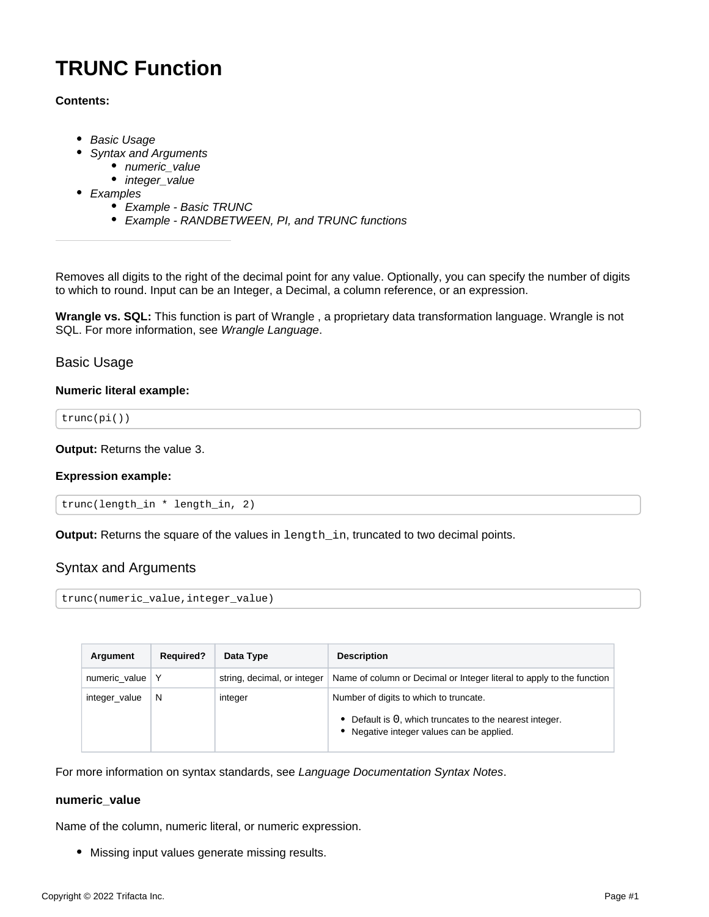# TRUNC Function

**Contents:**

- *Basic Usage*
- *Syntax and Arguments*
  - *numeric_value*
  - *integer_value*
- *Examples*
  - *Example - Basic TRUNC*
  - *Example - RANDBETWEEN, PI, and TRUNC functions*

---

Removes all digits to the right of the decimal point for any value. Optionally, you can specify the number of digits to which to round. Input can be an Integer, a Decimal, a column reference, or an expression.

**Wrangle vs. SQL:** This function is part of Wrangle , a proprietary data transformation language. Wrangle is not SQL. For more information, see *Wrangle Language*.

## Basic Usage

**Numeric literal example:**

```
trunc(pi())
```

**Output:** Returns the value 3.

**Expression example:**

```
trunc(length_in * length_in, 2)
```

**Output:** Returns the square of the values in `length_in`, truncated to two decimal points.

## Syntax and Arguments

```
trunc(numeric_value,integer_value)
```

| Argument | Required? | Data Type | Description |
| --- | --- | --- | --- |
| numeric_value | Y | string, decimal, or integer | Name of column or Decimal or Integer literal to apply to the function |
| integer_value | N | integer | Number of digits to which to truncate.<br>• Default is `0`, which truncates to the nearest integer.<br>• Negative integer values can be applied. |

For more information on syntax standards, see *Language Documentation Syntax Notes*.

### numeric_value

Name of the column, numeric literal, or numeric expression.

- Missing input values generate missing results.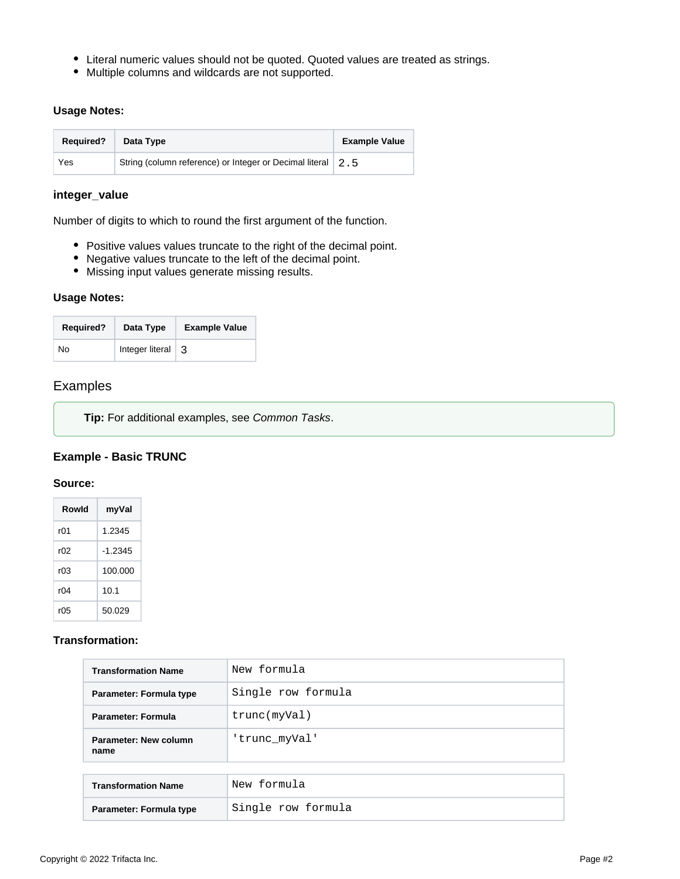- Literal numeric values should not be quoted. Quoted values are treated as strings.
- Multiple columns and wildcards are not supported.

#### Usage Notes:

| Required? | Data Type | Example Value |
|---|---|---|
| Yes | String (column reference) or Integer or Decimal literal | `2.5` |

### integer_value

Number of digits to which to round the first argument of the function.

- Positive values values truncate to the right of the decimal point.
- Negative values truncate to the left of the decimal point.
- Missing input values generate missing results.

#### Usage Notes:

| Required? | Data Type | Example Value |
|---|---|---|
| No | Integer literal | 3 |

## Examples

**Tip:** For additional examples, see *Common Tasks*.

### Example - Basic TRUNC

#### Source:

| RowId | myVal |
|---|---|
| r01 | 1.2345 |
| r02 | -1.2345 |
| r03 | 100.000 |
| r04 | 10.1 |
| r05 | 50.029 |

#### Transformation:

| Transformation Name | `New formula` |
|---|---|
| **Parameter: Formula type** | `Single row formula` |
| **Parameter: Formula** | `trunc(myVal)` |
| **Parameter: New column name** | `'trunc_myVal'` |

| Transformation Name | `New formula` |
|---|---|
| **Parameter: Formula type** | `Single row formula` |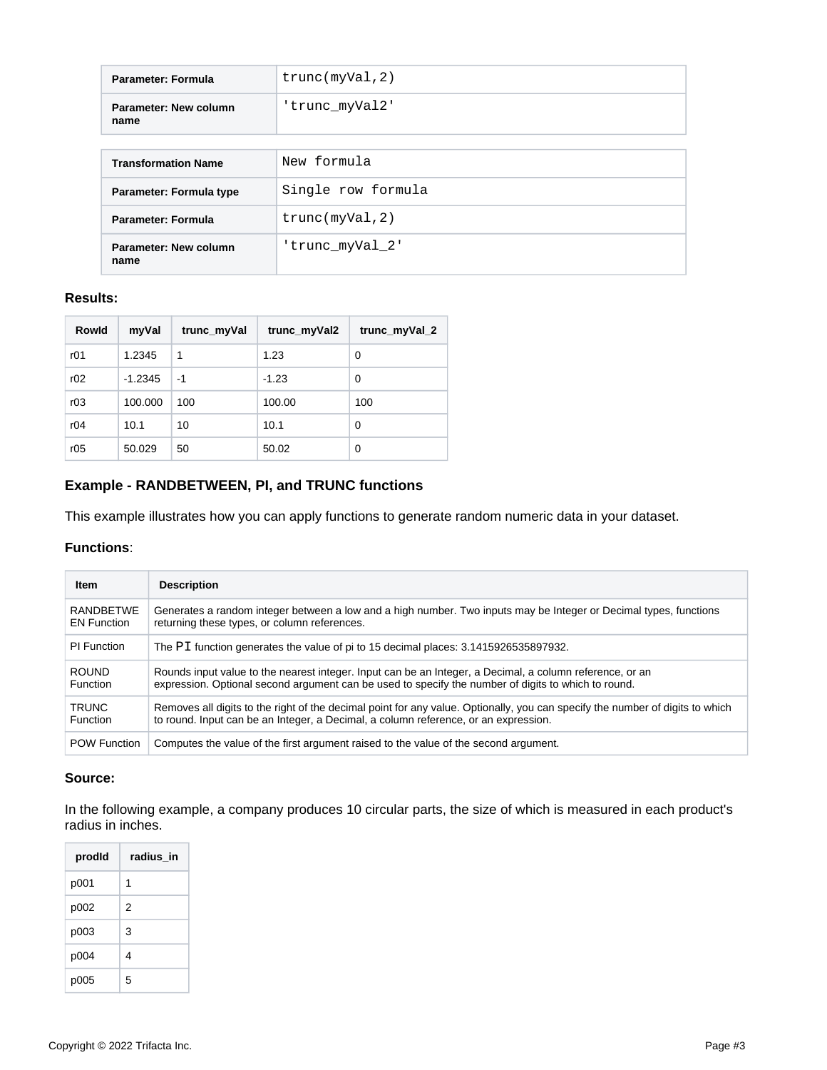| Parameter: Formula | trunc(myVal,2) |
| --- | --- |
| Parameter: New column name | 'trunc_myVal2' |

| Transformation Name | New formula |
| --- | --- |
| Parameter: Formula type | Single row formula |
| Parameter: Formula | trunc(myVal,2) |
| Parameter: New column name | 'trunc_myVal_2' |

**Results:**

| RowId | myVal | trunc_myVal | trunc_myVal2 | trunc_myVal_2 |
| --- | --- | --- | --- | --- |
| r01 | 1.2345 | 1 | 1.23 | 0 |
| r02 | -1.2345 | -1 | -1.23 | 0 |
| r03 | 100.000 | 100 | 100.00 | 100 |
| r04 | 10.1 | 10 | 10.1 | 0 |
| r05 | 50.029 | 50 | 50.02 | 0 |

### Example - RANDBETWEEN, PI, and TRUNC functions

This example illustrates how you can apply functions to generate random numeric data in your dataset.

**Functions**:

| Item | Description |
| --- | --- |
| RANDBETWEEN Function | Generates a random integer between a low and a high number. Two inputs may be Integer or Decimal types, functions returning these types, or column references. |
| PI Function | The `PI` function generates the value of pi to 15 decimal places: 3.1415926535897932. |
| ROUND Function | Rounds input value to the nearest integer. Input can be an Integer, a Decimal, a column reference, or an expression. Optional second argument can be used to specify the number of digits to which to round. |
| TRUNC Function | Removes all digits to the right of the decimal point for any value. Optionally, you can specify the number of digits to which to round. Input can be an Integer, a Decimal, a column reference, or an expression. |
| POW Function | Computes the value of the first argument raised to the value of the second argument. |

**Source:**

In the following example, a company produces 10 circular parts, the size of which is measured in each product's radius in inches.

| prodId | radius_in |
| --- | --- |
| p001 | 1 |
| p002 | 2 |
| p003 | 3 |
| p004 | 4 |
| p005 | 5 |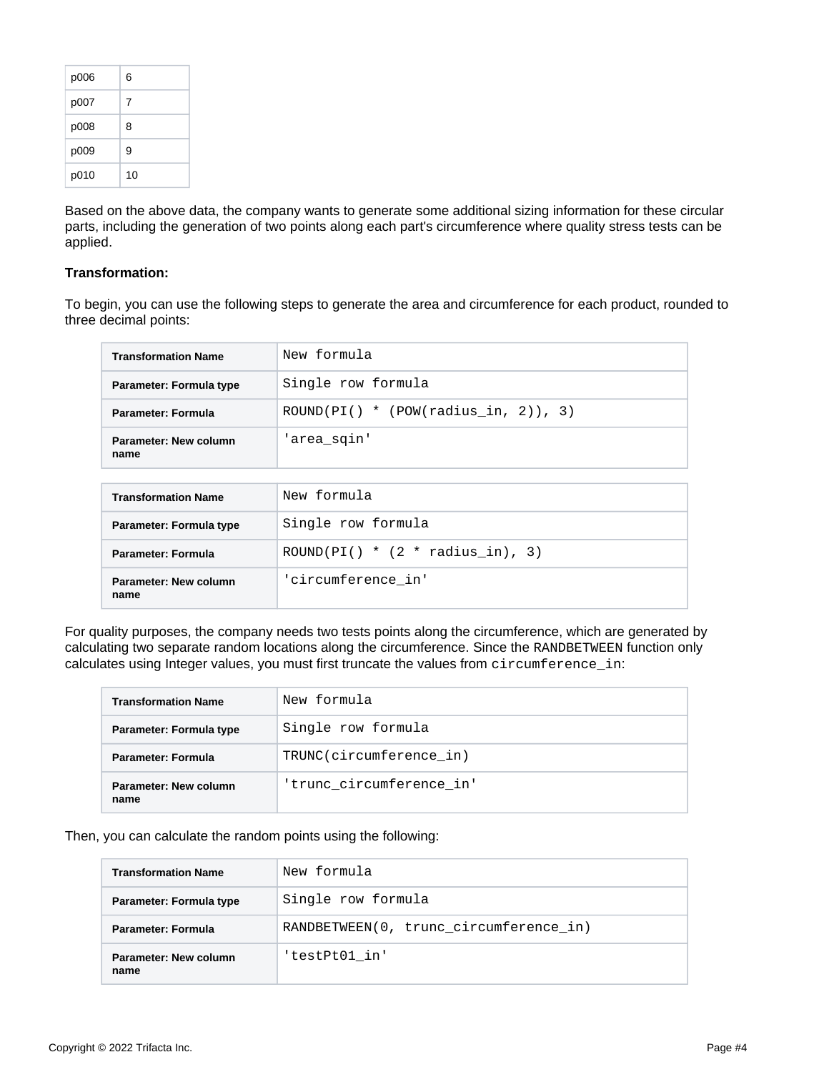| p006 | 6 |
| --- | --- |
| p007 | 7 |
| p008 | 8 |
| p009 | 9 |
| p010 | 10 |

Based on the above data, the company wants to generate some additional sizing information for these circular parts, including the generation of two points along each part's circumference where quality stress tests can be applied.

**Transformation:**

To begin, you can use the following steps to generate the area and circumference for each product, rounded to three decimal points:

| Transformation Name | `New formula` |
| --- | --- |
| Parameter: Formula type | `Single row formula` |
| Parameter: Formula | `ROUND(PI() * (POW(radius_in, 2)), 3)` |
| Parameter: New column name | `'area_sqin'` |

| Transformation Name | `New formula` |
| --- | --- |
| Parameter: Formula type | `Single row formula` |
| Parameter: Formula | `ROUND(PI() * (2 * radius_in), 3)` |
| Parameter: New column name | `'circumference_in'` |

For quality purposes, the company needs two tests points along the circumference, which are generated by calculating two separate random locations along the circumference. Since the `RANDBETWEEN` function only calculates using Integer values, you must first truncate the values from `circumference_in`:

| Transformation Name | `New formula` |
| --- | --- |
| Parameter: Formula type | `Single row formula` |
| Parameter: Formula | `TRUNC(circumference_in)` |
| Parameter: New column name | `'trunc_circumference_in'` |

Then, you can calculate the random points using the following:

| Transformation Name | `New formula` |
| --- | --- |
| Parameter: Formula type | `Single row formula` |
| Parameter: Formula | `RANDBETWEEN(0, trunc_circumference_in)` |
| Parameter: New column name | `'testPt01_in'` |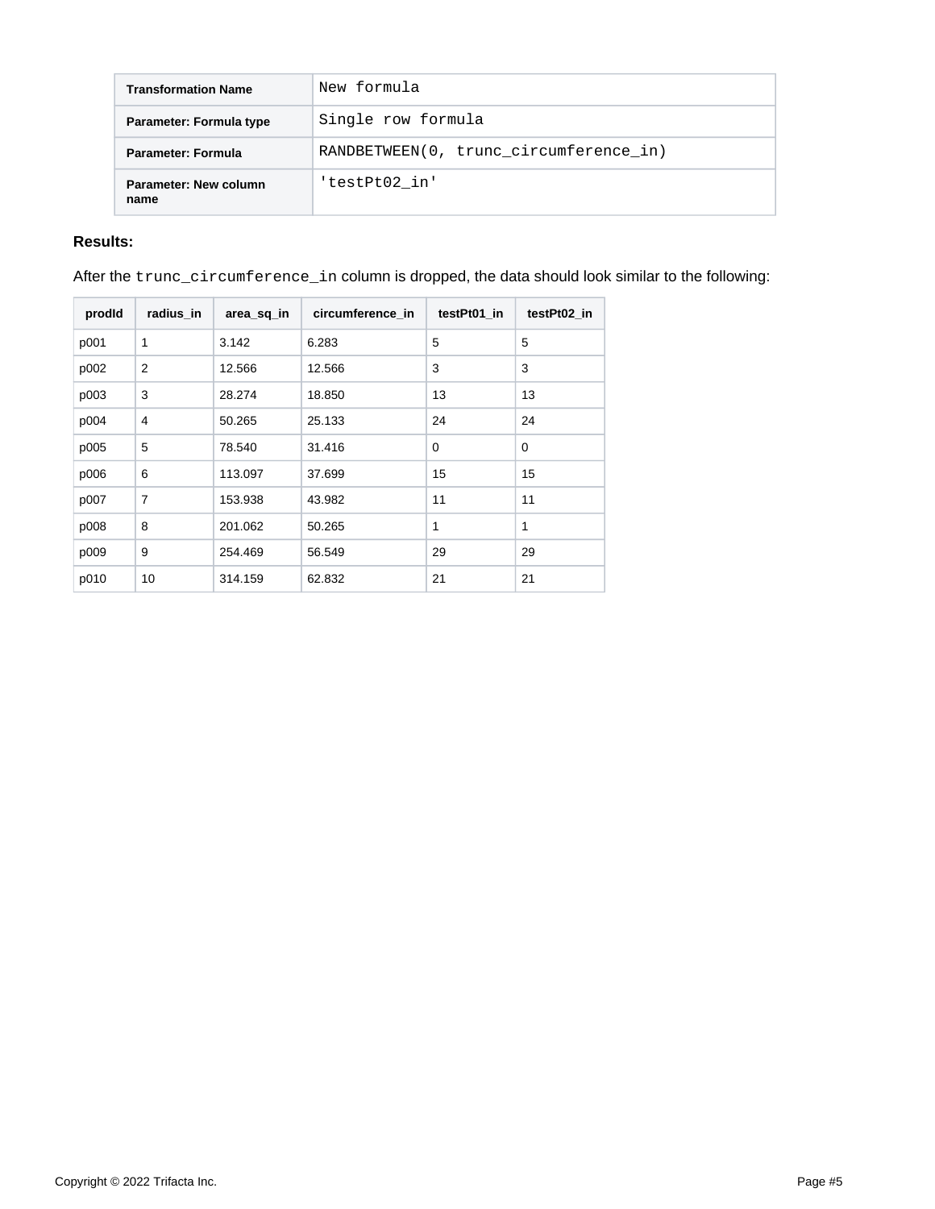| Transformation Name | `New formula` |
| --- | --- |
| Parameter: Formula type | `Single row formula` |
| Parameter: Formula | `RANDBETWEEN(0, trunc_circumference_in)` |
| Parameter: New column name | `'testPt02_in'` |

**Results:**

After the `trunc_circumference_in` column is dropped, the data should look similar to the following:

| prodId | radius_in | area_sq_in | circumference_in | testPt01_in | testPt02_in |
| --- | --- | --- | --- | --- | --- |
| p001 | 1 | 3.142 | 6.283 | 5 | 5 |
| p002 | 2 | 12.566 | 12.566 | 3 | 3 |
| p003 | 3 | 28.274 | 18.850 | 13 | 13 |
| p004 | 4 | 50.265 | 25.133 | 24 | 24 |
| p005 | 5 | 78.540 | 31.416 | 0 | 0 |
| p006 | 6 | 113.097 | 37.699 | 15 | 15 |
| p007 | 7 | 153.938 | 43.982 | 11 | 11 |
| p008 | 8 | 201.062 | 50.265 | 1 | 1 |
| p009 | 9 | 254.469 | 56.549 | 29 | 29 |
| p010 | 10 | 314.159 | 62.832 | 21 | 21 |